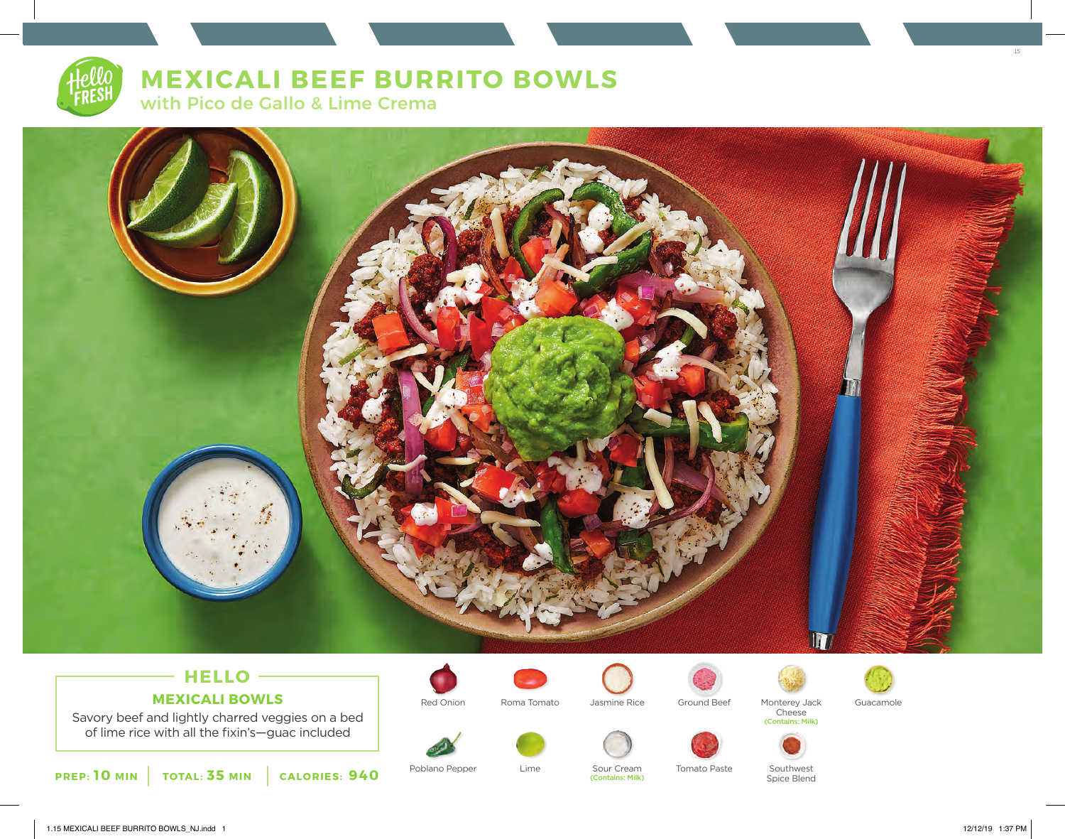# MEXICALI BEEF BURRITO BOWLS

## with Pico de Gallo & Lime Crema

### HELLO

### MEXICALI BOWLS

Savory beef and lightly charred veggies on a bed of lime rice with all the fixin's—guac included

**PREP: 10 MIN** | **TOTAL: 35 MIN** | **CALORIES: 940**

- Red Onion
- Roma Tomato
- Jasmine Rice
- Ground Beef
- Monterey Jack Cheese (Contains: Milk)
- Guacamole
- Poblano Pepper
- Lime
- Sour Cream (Contains: Milk)
- Tomato Paste
- Southwest Spice Blend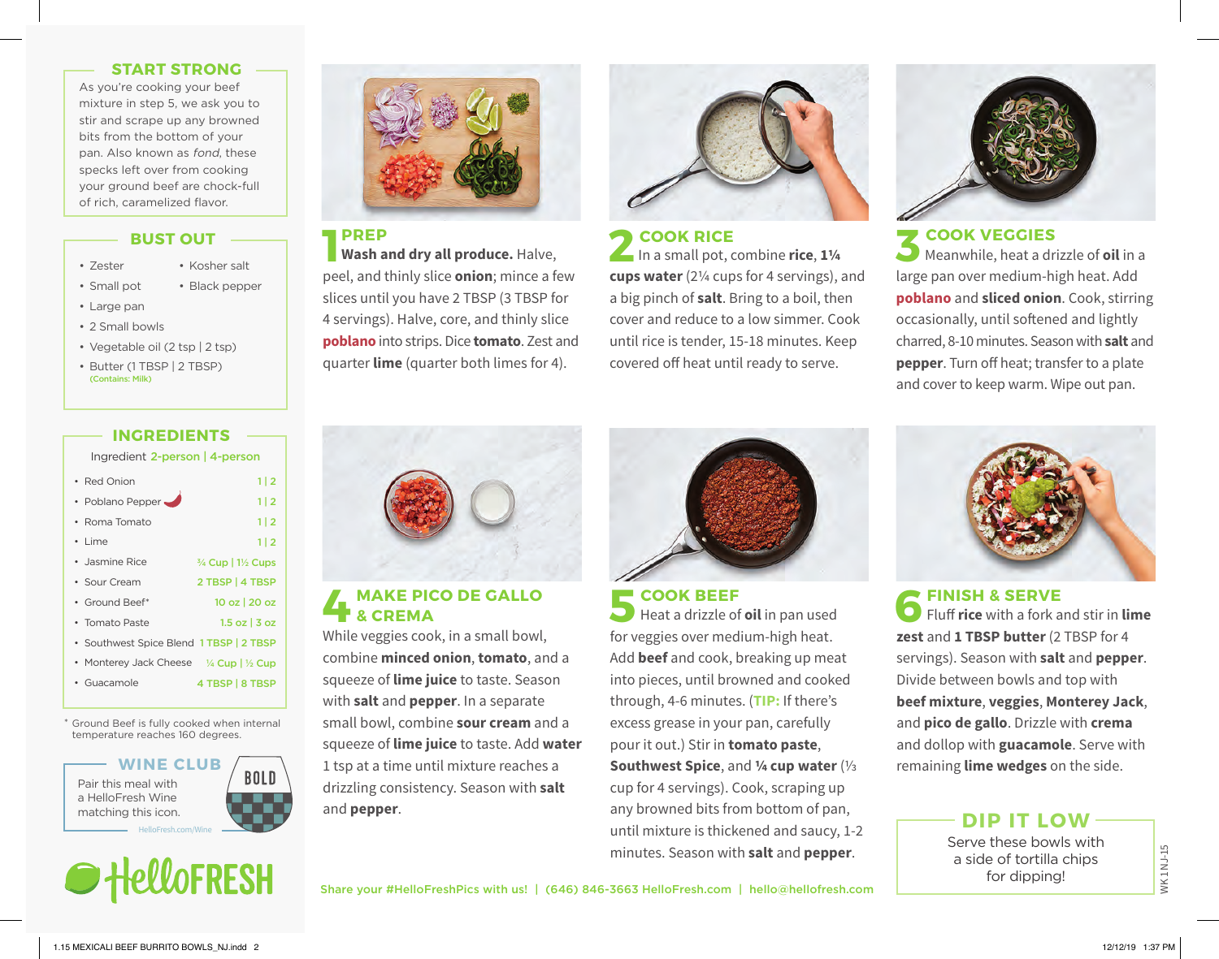## START STRONG

As you're cooking your beef mixture in step 5, we ask you to stir and scrape up any browned bits from the bottom of your pan. Also known as *fond*, these specks left over from cooking your ground beef are chock-full of rich, caramelized flavor.

## BUST OUT

- Zester
- Small pot
- Large pan
- 2 Small bowls
- Vegetable oil (2 tsp | 2 tsp)
- Butter (1 TBSP | 2 TBSP) (Contains: Milk)
- Kosher salt
- Black pepper

## INGREDIENTS

| Ingredient | 2-person \| 4-person |
|---|---|
| Red Onion | 1 \| 2 |
| Poblano Pepper | 1 \| 2 |
| Roma Tomato | 1 \| 2 |
| Lime | 1 \| 2 |
| Jasmine Rice | ¾ Cup \| 1½ Cups |
| Sour Cream | 2 TBSP \| 4 TBSP |
| Ground Beef* | 10 oz \| 20 oz |
| Tomato Paste | 1.5 oz \| 3 oz |
| Southwest Spice Blend | 1 TBSP \| 2 TBSP |
| Monterey Jack Cheese | ¼ Cup \| ½ Cup |
| Guacamole | 4 TBSP \| 8 TBSP |

\* Ground Beef is fully cooked when internal temperature reaches 160 degrees.

## WINE CLUB

Pair this meal with a HelloFresh Wine matching this icon.

BOLD

HelloFresh.com/Wine

HelloFRESH

## 1 PREP

**Wash and dry all produce.** Halve, peel, and thinly slice **onion**; mince a few slices until you have 2 TBSP (3 TBSP for 4 servings). Halve, core, and thinly slice **poblano** into strips. Dice **tomato**. Zest and quarter **lime** (quarter both limes for 4).

## 2 COOK RICE

In a small pot, combine **rice**, **1¼ cups water** (2¼ cups for 4 servings), and a big pinch of **salt**. Bring to a boil, then cover and reduce to a low simmer. Cook until rice is tender, 15-18 minutes. Keep covered off heat until ready to serve.

## 3 COOK VEGGIES

Meanwhile, heat a drizzle of **oil** in a large pan over medium-high heat. Add **poblano** and **sliced onion**. Cook, stirring occasionally, until softened and lightly charred, 8-10 minutes. Season with **salt** and **pepper**. Turn off heat; transfer to a plate and cover to keep warm. Wipe out pan.

## 4 MAKE PICO DE GALLO & CREMA

While veggies cook, in a small bowl, combine **minced onion**, **tomato**, and a squeeze of **lime juice** to taste. Season with **salt** and **pepper**. In a separate small bowl, combine **sour cream** and a squeeze of **lime juice** to taste. Add **water** 1 tsp at a time until mixture reaches a drizzling consistency. Season with **salt** and **pepper**.

## 5 COOK BEEF

Heat a drizzle of **oil** in pan used for veggies over medium-high heat. Add **beef** and cook, breaking up meat into pieces, until browned and cooked through, 4-6 minutes. (**TIP:** If there's excess grease in your pan, carefully pour it out.) Stir in **tomato paste**, **Southwest Spice**, and **¼ cup water** (⅓ cup for 4 servings). Cook, scraping up any browned bits from bottom of pan, until mixture is thickened and saucy, 1-2 minutes. Season with **salt** and **pepper**.

## 6 FINISH & SERVE

Fluff **rice** with a fork and stir in **lime zest** and **1 TBSP butter** (2 TBSP for 4 servings). Season with **salt** and **pepper**. Divide between bowls and top with **beef mixture**, **veggies**, **Monterey Jack**, and **pico de gallo**. Drizzle with **crema** and dollop with **guacamole**. Serve with remaining **lime wedges** on the side.

## DIP IT LOW

Serve these bowls with a side of tortilla chips for dipping!

Share your #HelloFreshPics with us! | (646) 846-3663 HelloFresh.com | hello@hellofresh.com

WK 1 NJ-15